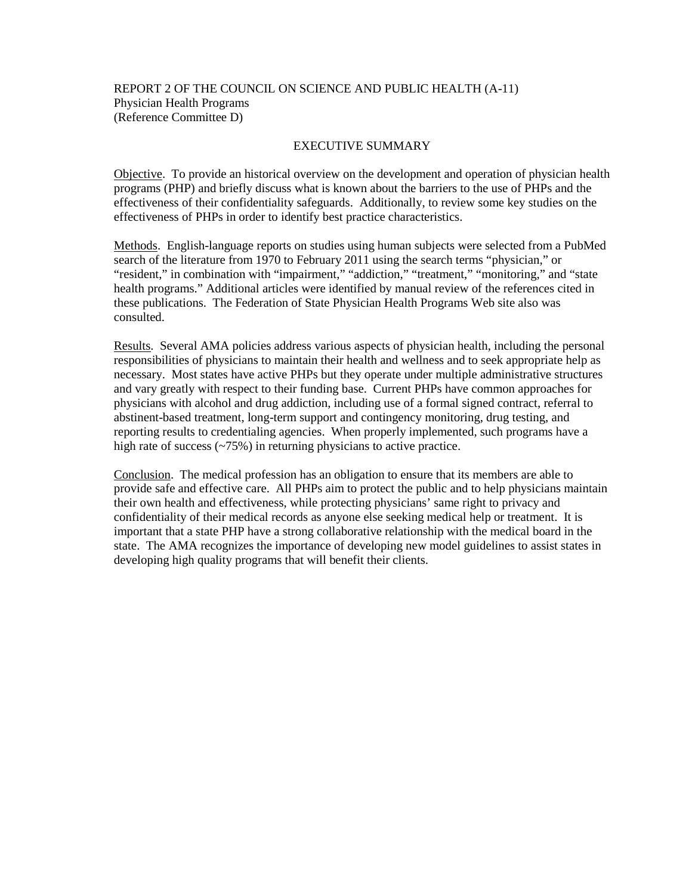REPORT 2 OF THE COUNCIL ON SCIENCE AND PUBLIC HEALTH (A-11)
Physician Health Programs
(Reference Committee D)

## EXECUTIVE SUMMARY

Objective. To provide an historical overview on the development and operation of physician health programs (PHP) and briefly discuss what is known about the barriers to the use of PHPs and the effectiveness of their confidentiality safeguards. Additionally, to review some key studies on the effectiveness of PHPs in order to identify best practice characteristics.

Methods. English-language reports on studies using human subjects were selected from a PubMed search of the literature from 1970 to February 2011 using the search terms "physician," or "resident," in combination with "impairment," "addiction," "treatment," "monitoring," and "state health programs." Additional articles were identified by manual review of the references cited in these publications. The Federation of State Physician Health Programs Web site also was consulted.

Results. Several AMA policies address various aspects of physician health, including the personal responsibilities of physicians to maintain their health and wellness and to seek appropriate help as necessary. Most states have active PHPs but they operate under multiple administrative structures and vary greatly with respect to their funding base. Current PHPs have common approaches for physicians with alcohol and drug addiction, including use of a formal signed contract, referral to abstinent-based treatment, long-term support and contingency monitoring, drug testing, and reporting results to credentialing agencies. When properly implemented, such programs have a high rate of success (~75%) in returning physicians to active practice.

Conclusion. The medical profession has an obligation to ensure that its members are able to provide safe and effective care. All PHPs aim to protect the public and to help physicians maintain their own health and effectiveness, while protecting physicians' same right to privacy and confidentiality of their medical records as anyone else seeking medical help or treatment. It is important that a state PHP have a strong collaborative relationship with the medical board in the state. The AMA recognizes the importance of developing new model guidelines to assist states in developing high quality programs that will benefit their clients.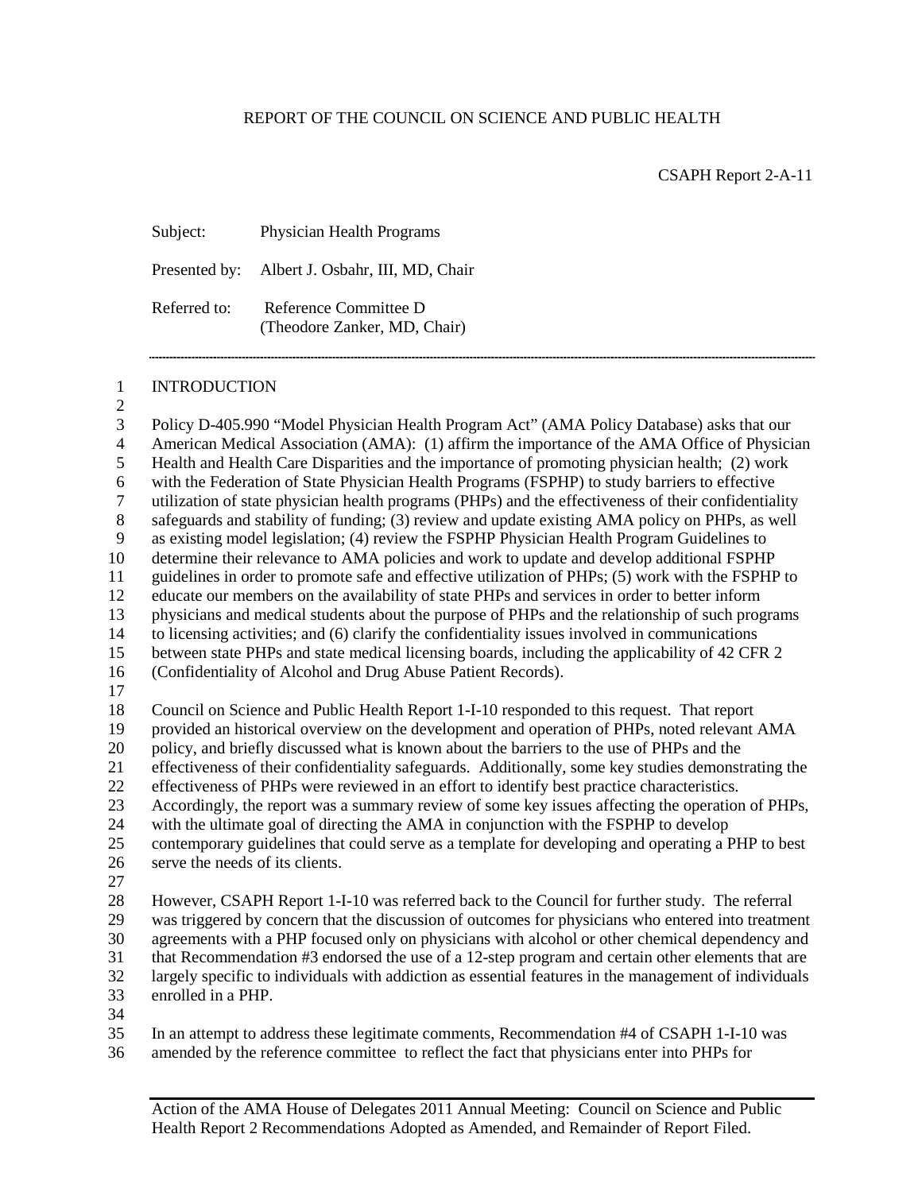REPORT OF THE COUNCIL ON SCIENCE AND PUBLIC HEALTH

CSAPH Report 2-A-11

Subject: Physician Health Programs

Presented by: Albert J. Osbahr, III, MD, Chair

Referred to: Reference Committee D (Theodore Zanker, MD, Chair)

## INTRODUCTION

Policy D-405.990 "Model Physician Health Program Act" (AMA Policy Database) asks that our American Medical Association (AMA): (1) affirm the importance of the AMA Office of Physician Health and Health Care Disparities and the importance of promoting physician health; (2) work with the Federation of State Physician Health Programs (FSPHP) to study barriers to effective utilization of state physician health programs (PHPs) and the effectiveness of their confidentiality safeguards and stability of funding; (3) review and update existing AMA policy on PHPs, as well as existing model legislation; (4) review the FSPHP Physician Health Program Guidelines to determine their relevance to AMA policies and work to update and develop additional FSPHP guidelines in order to promote safe and effective utilization of PHPs; (5) work with the FSPHP to educate our members on the availability of state PHPs and services in order to better inform physicians and medical students about the purpose of PHPs and the relationship of such programs to licensing activities; and (6) clarify the confidentiality issues involved in communications between state PHPs and state medical licensing boards, including the applicability of 42 CFR 2 (Confidentiality of Alcohol and Drug Abuse Patient Records).

Council on Science and Public Health Report 1-I-10 responded to this request. That report provided an historical overview on the development and operation of PHPs, noted relevant AMA policy, and briefly discussed what is known about the barriers to the use of PHPs and the effectiveness of their confidentiality safeguards. Additionally, some key studies demonstrating the effectiveness of PHPs were reviewed in an effort to identify best practice characteristics. Accordingly, the report was a summary review of some key issues affecting the operation of PHPs, with the ultimate goal of directing the AMA in conjunction with the FSPHP to develop contemporary guidelines that could serve as a template for developing and operating a PHP to best serve the needs of its clients.

However, CSAPH Report 1-I-10 was referred back to the Council for further study. The referral was triggered by concern that the discussion of outcomes for physicians who entered into treatment agreements with a PHP focused only on physicians with alcohol or other chemical dependency and that Recommendation #3 endorsed the use of a 12-step program and certain other elements that are largely specific to individuals with addiction as essential features in the management of individuals enrolled in a PHP.

In an attempt to address these legitimate comments, Recommendation #4 of CSAPH 1-I-10 was amended by the reference committee to reflect the fact that physicians enter into PHPs for

---

Action of the AMA House of Delegates 2011 Annual Meeting: Council on Science and Public Health Report 2 Recommendations Adopted as Amended, and Remainder of Report Filed.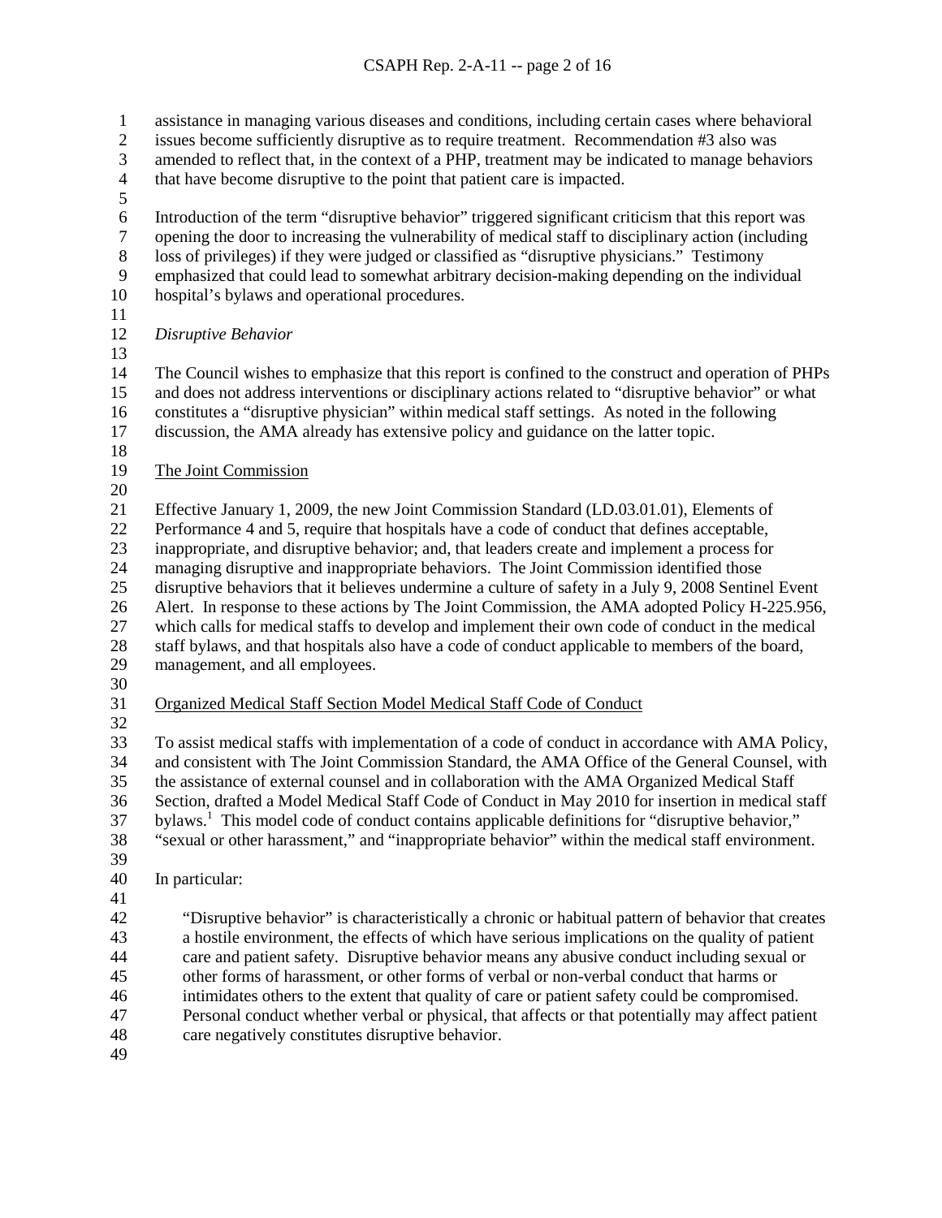assistance in managing various diseases and conditions, including certain cases where behavioral issues become sufficiently disruptive as to require treatment. Recommendation #3 also was amended to reflect that, in the context of a PHP, treatment may be indicated to manage behaviors that have become disruptive to the point that patient care is impacted.

Introduction of the term "disruptive behavior" triggered significant criticism that this report was opening the door to increasing the vulnerability of medical staff to disciplinary action (including loss of privileges) if they were judged or classified as "disruptive physicians." Testimony emphasized that could lead to somewhat arbitrary decision-making depending on the individual hospital's bylaws and operational procedures.

*Disruptive Behavior*

The Council wishes to emphasize that this report is confined to the construct and operation of PHPs and does not address interventions or disciplinary actions related to "disruptive behavior" or what constitutes a "disruptive physician" within medical staff settings. As noted in the following discussion, the AMA already has extensive policy and guidance on the latter topic.

The Joint Commission

Effective January 1, 2009, the new Joint Commission Standard (LD.03.01.01), Elements of Performance 4 and 5, require that hospitals have a code of conduct that defines acceptable, inappropriate, and disruptive behavior; and, that leaders create and implement a process for managing disruptive and inappropriate behaviors. The Joint Commission identified those disruptive behaviors that it believes undermine a culture of safety in a July 9, 2008 Sentinel Event Alert. In response to these actions by The Joint Commission, the AMA adopted Policy H-225.956, which calls for medical staffs to develop and implement their own code of conduct in the medical staff bylaws, and that hospitals also have a code of conduct applicable to members of the board, management, and all employees.

Organized Medical Staff Section Model Medical Staff Code of Conduct

To assist medical staffs with implementation of a code of conduct in accordance with AMA Policy, and consistent with The Joint Commission Standard, the AMA Office of the General Counsel, with the assistance of external counsel and in collaboration with the AMA Organized Medical Staff Section, drafted a Model Medical Staff Code of Conduct in May 2010 for insertion in medical staff bylaws.[1] This model code of conduct contains applicable definitions for "disruptive behavior," "sexual or other harassment," and "inappropriate behavior" within the medical staff environment.

In particular:

> "Disruptive behavior" is characteristically a chronic or habitual pattern of behavior that creates a hostile environment, the effects of which have serious implications on the quality of patient care and patient safety. Disruptive behavior means any abusive conduct including sexual or other forms of harassment, or other forms of verbal or non-verbal conduct that harms or intimidates others to the extent that quality of care or patient safety could be compromised. Personal conduct whether verbal or physical, that affects or that potentially may affect patient care negatively constitutes disruptive behavior.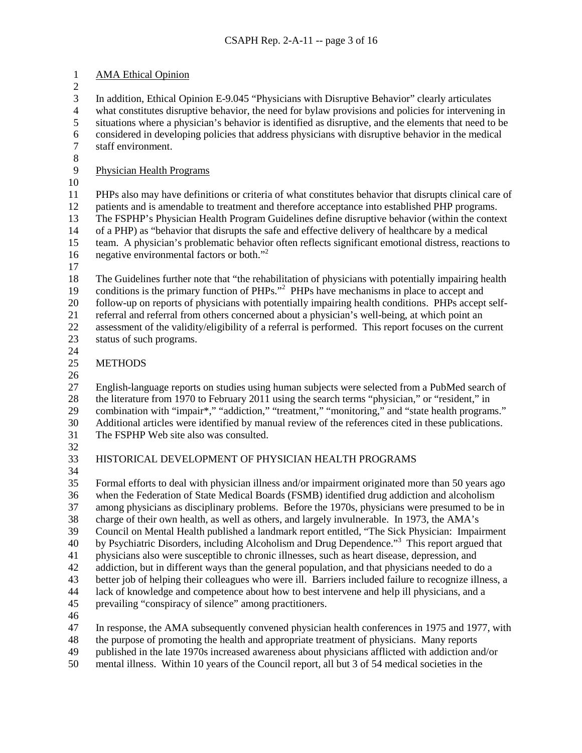## AMA Ethical Opinion

In addition, Ethical Opinion E-9.045 "Physicians with Disruptive Behavior" clearly articulates what constitutes disruptive behavior, the need for bylaw provisions and policies for intervening in situations where a physician's behavior is identified as disruptive, and the elements that need to be considered in developing policies that address physicians with disruptive behavior in the medical staff environment.

## Physician Health Programs

PHPs also may have definitions or criteria of what constitutes behavior that disrupts clinical care of patients and is amendable to treatment and therefore acceptance into established PHP programs. The FSPHP's Physician Health Program Guidelines define disruptive behavior (within the context of a PHP) as "behavior that disrupts the safe and effective delivery of healthcare by a medical team. A physician's problematic behavior often reflects significant emotional distress, reactions to negative environmental factors or both."[2]

The Guidelines further note that "the rehabilitation of physicians with potentially impairing health conditions is the primary function of PHPs."[2] PHPs have mechanisms in place to accept and follow-up on reports of physicians with potentially impairing health conditions. PHPs accept self-referral and referral from others concerned about a physician's well-being, at which point an assessment of the validity/eligibility of a referral is performed. This report focuses on the current status of such programs.

# METHODS

English-language reports on studies using human subjects were selected from a PubMed search of the literature from 1970 to February 2011 using the search terms "physician," or "resident," in combination with "impair*," "addiction," "treatment," "monitoring," and "state health programs." Additional articles were identified by manual review of the references cited in these publications. The FSPHP Web site also was consulted.

# HISTORICAL DEVELOPMENT OF PHYSICIAN HEALTH PROGRAMS

Formal efforts to deal with physician illness and/or impairment originated more than 50 years ago when the Federation of State Medical Boards (FSMB) identified drug addiction and alcoholism among physicians as disciplinary problems. Before the 1970s, physicians were presumed to be in charge of their own health, as well as others, and largely invulnerable. In 1973, the AMA's Council on Mental Health published a landmark report entitled, "The Sick Physician: Impairment by Psychiatric Disorders, including Alcoholism and Drug Dependence."[3] This report argued that physicians also were susceptible to chronic illnesses, such as heart disease, depression, and addiction, but in different ways than the general population, and that physicians needed to do a better job of helping their colleagues who were ill. Barriers included failure to recognize illness, a lack of knowledge and competence about how to best intervene and help ill physicians, and a prevailing "conspiracy of silence" among practitioners.

In response, the AMA subsequently convened physician health conferences in 1975 and 1977, with the purpose of promoting the health and appropriate treatment of physicians. Many reports published in the late 1970s increased awareness about physicians afflicted with addiction and/or mental illness. Within 10 years of the Council report, all but 3 of 54 medical societies in the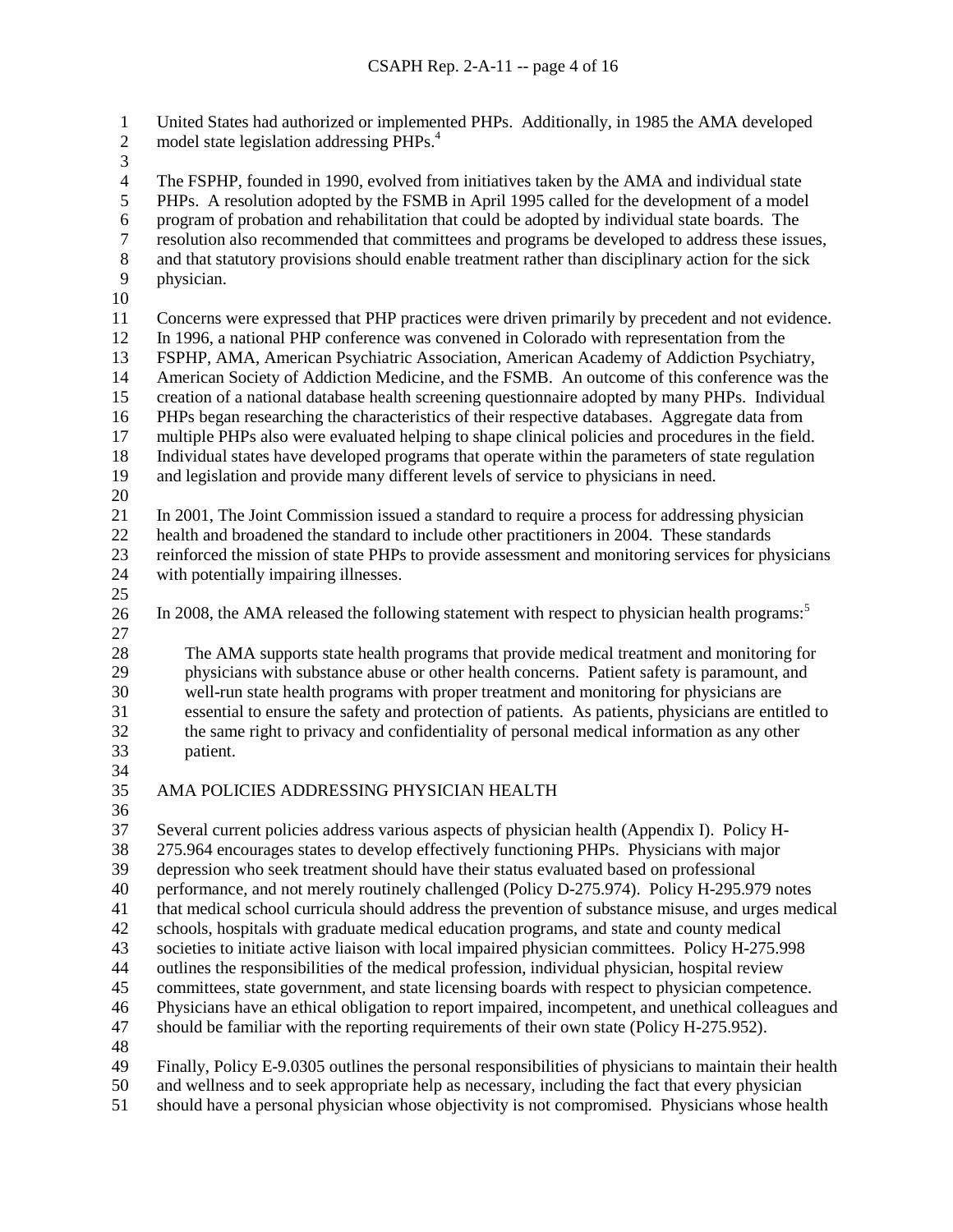United States had authorized or implemented PHPs. Additionally, in 1985 the AMA developed model state legislation addressing PHPs.[4]

The FSPHP, founded in 1990, evolved from initiatives taken by the AMA and individual state PHPs. A resolution adopted by the FSMB in April 1995 called for the development of a model program of probation and rehabilitation that could be adopted by individual state boards. The resolution also recommended that committees and programs be developed to address these issues, and that statutory provisions should enable treatment rather than disciplinary action for the sick physician.

Concerns were expressed that PHP practices were driven primarily by precedent and not evidence. In 1996, a national PHP conference was convened in Colorado with representation from the FSPHP, AMA, American Psychiatric Association, American Academy of Addiction Psychiatry, American Society of Addiction Medicine, and the FSMB. An outcome of this conference was the creation of a national database health screening questionnaire adopted by many PHPs. Individual PHPs began researching the characteristics of their respective databases. Aggregate data from multiple PHPs also were evaluated helping to shape clinical policies and procedures in the field. Individual states have developed programs that operate within the parameters of state regulation and legislation and provide many different levels of service to physicians in need.

In 2001, The Joint Commission issued a standard to require a process for addressing physician health and broadened the standard to include other practitioners in 2004. These standards reinforced the mission of state PHPs to provide assessment and monitoring services for physicians with potentially impairing illnesses.

In 2008, the AMA released the following statement with respect to physician health programs:[5]

> The AMA supports state health programs that provide medical treatment and monitoring for physicians with substance abuse or other health concerns. Patient safety is paramount, and well-run state health programs with proper treatment and monitoring for physicians are essential to ensure the safety and protection of patients. As patients, physicians are entitled to the same right to privacy and confidentiality of personal medical information as any other patient.

## AMA POLICIES ADDRESSING PHYSICIAN HEALTH

Several current policies address various aspects of physician health (Appendix I). Policy H-275.964 encourages states to develop effectively functioning PHPs. Physicians with major depression who seek treatment should have their status evaluated based on professional performance, and not merely routinely challenged (Policy D-275.974). Policy H-295.979 notes that medical school curricula should address the prevention of substance misuse, and urges medical schools, hospitals with graduate medical education programs, and state and county medical societies to initiate active liaison with local impaired physician committees. Policy H-275.998 outlines the responsibilities of the medical profession, individual physician, hospital review committees, state government, and state licensing boards with respect to physician competence. Physicians have an ethical obligation to report impaired, incompetent, and unethical colleagues and should be familiar with the reporting requirements of their own state (Policy H-275.952).

Finally, Policy E-9.0305 outlines the personal responsibilities of physicians to maintain their health and wellness and to seek appropriate help as necessary, including the fact that every physician should have a personal physician whose objectivity is not compromised. Physicians whose health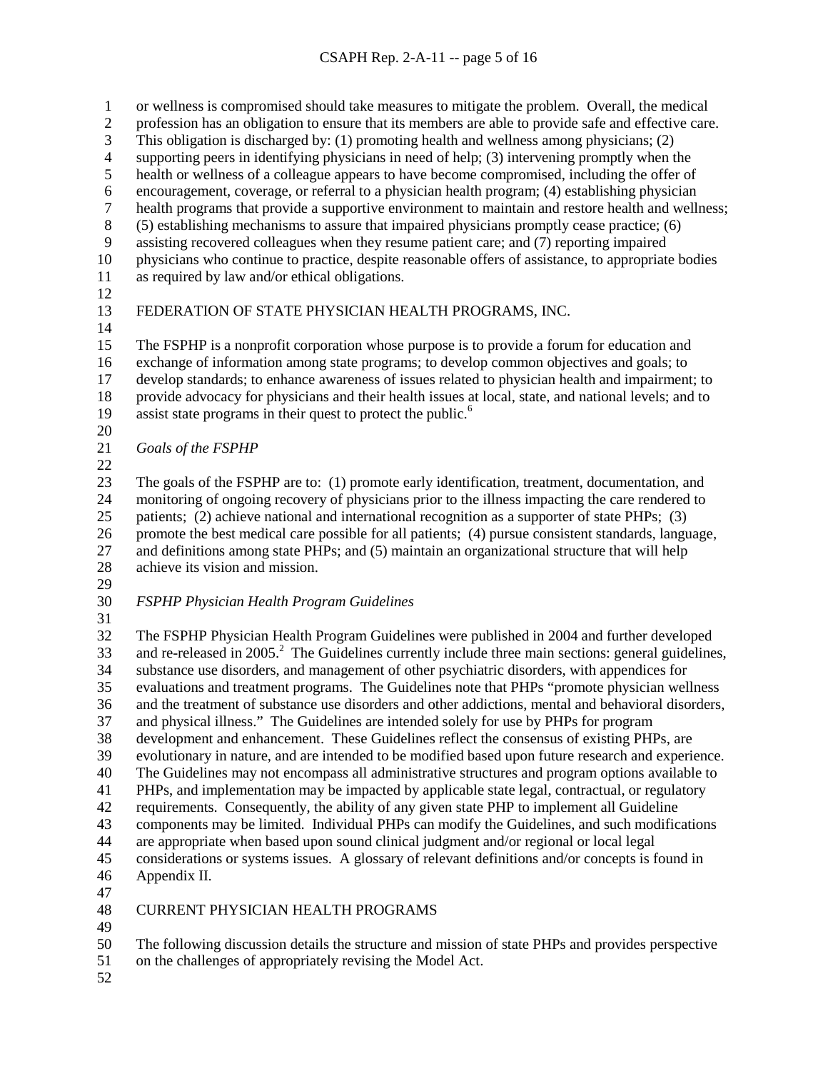or wellness is compromised should take measures to mitigate the problem. Overall, the medical profession has an obligation to ensure that its members are able to provide safe and effective care. This obligation is discharged by: (1) promoting health and wellness among physicians; (2) supporting peers in identifying physicians in need of help; (3) intervening promptly when the health or wellness of a colleague appears to have become compromised, including the offer of encouragement, coverage, or referral to a physician health program; (4) establishing physician health programs that provide a supportive environment to maintain and restore health and wellness; (5) establishing mechanisms to assure that impaired physicians promptly cease practice; (6) assisting recovered colleagues when they resume patient care; and (7) reporting impaired physicians who continue to practice, despite reasonable offers of assistance, to appropriate bodies as required by law and/or ethical obligations.

## FEDERATION OF STATE PHYSICIAN HEALTH PROGRAMS, INC.

The FSPHP is a nonprofit corporation whose purpose is to provide a forum for education and exchange of information among state programs; to develop common objectives and goals; to develop standards; to enhance awareness of issues related to physician health and impairment; to provide advocacy for physicians and their health issues at local, state, and national levels; and to assist state programs in their quest to protect the public.[6]

### *Goals of the FSPHP*

The goals of the FSPHP are to: (1) promote early identification, treatment, documentation, and monitoring of ongoing recovery of physicians prior to the illness impacting the care rendered to patients; (2) achieve national and international recognition as a supporter of state PHPs; (3) promote the best medical care possible for all patients; (4) pursue consistent standards, language, and definitions among state PHPs; and (5) maintain an organizational structure that will help achieve its vision and mission.

### *FSPHP Physician Health Program Guidelines*

The FSPHP Physician Health Program Guidelines were published in 2004 and further developed and re-released in 2005.[2] The Guidelines currently include three main sections: general guidelines, substance use disorders, and management of other psychiatric disorders, with appendices for evaluations and treatment programs. The Guidelines note that PHPs "promote physician wellness and the treatment of substance use disorders and other addictions, mental and behavioral disorders, and physical illness." The Guidelines are intended solely for use by PHPs for program development and enhancement. These Guidelines reflect the consensus of existing PHPs, are evolutionary in nature, and are intended to be modified based upon future research and experience. The Guidelines may not encompass all administrative structures and program options available to PHPs, and implementation may be impacted by applicable state legal, contractual, or regulatory requirements. Consequently, the ability of any given state PHP to implement all Guideline components may be limited. Individual PHPs can modify the Guidelines, and such modifications are appropriate when based upon sound clinical judgment and/or regional or local legal considerations or systems issues. A glossary of relevant definitions and/or concepts is found in Appendix II.

## CURRENT PHYSICIAN HEALTH PROGRAMS

The following discussion details the structure and mission of state PHPs and provides perspective on the challenges of appropriately revising the Model Act.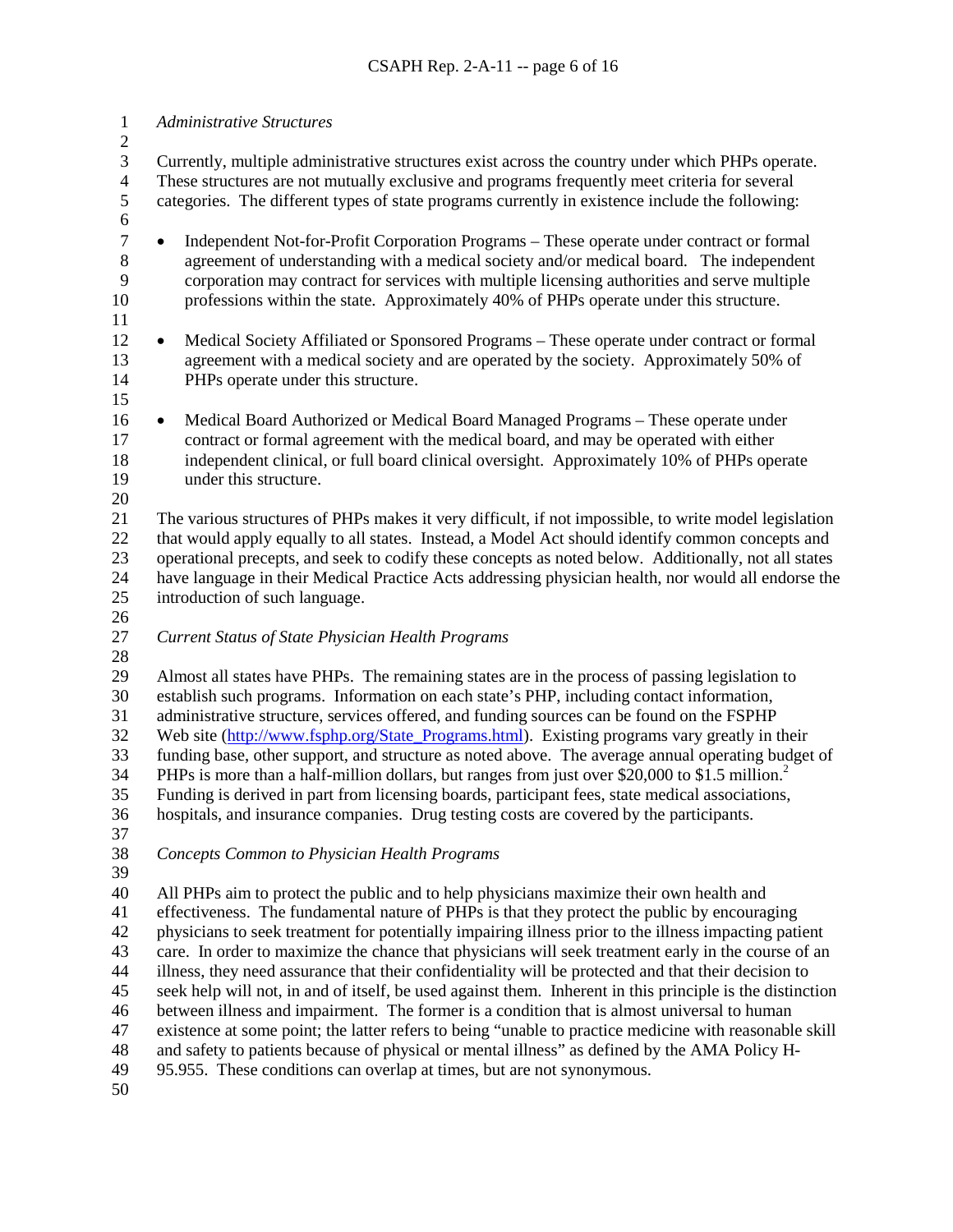*Administrative Structures*

Currently, multiple administrative structures exist across the country under which PHPs operate. These structures are not mutually exclusive and programs frequently meet criteria for several categories. The different types of state programs currently in existence include the following:

- Independent Not-for-Profit Corporation Programs – These operate under contract or formal agreement of understanding with a medical society and/or medical board. The independent corporation may contract for services with multiple licensing authorities and serve multiple professions within the state. Approximately 40% of PHPs operate under this structure.

- Medical Society Affiliated or Sponsored Programs – These operate under contract or formal agreement with a medical society and are operated by the society. Approximately 50% of PHPs operate under this structure.

- Medical Board Authorized or Medical Board Managed Programs – These operate under contract or formal agreement with the medical board, and may be operated with either independent clinical, or full board clinical oversight. Approximately 10% of PHPs operate under this structure.

The various structures of PHPs makes it very difficult, if not impossible, to write model legislation that would apply equally to all states. Instead, a Model Act should identify common concepts and operational precepts, and seek to codify these concepts as noted below. Additionally, not all states have language in their Medical Practice Acts addressing physician health, nor would all endorse the introduction of such language.

*Current Status of State Physician Health Programs*

Almost all states have PHPs. The remaining states are in the process of passing legislation to establish such programs. Information on each state's PHP, including contact information, administrative structure, services offered, and funding sources can be found on the FSPHP Web site (http://www.fsphp.org/State_Programs.html). Existing programs vary greatly in their funding base, other support, and structure as noted above. The average annual operating budget of PHPs is more than a half-million dollars, but ranges from just over $20,000 to $1.5 million.[2] Funding is derived in part from licensing boards, participant fees, state medical associations, hospitals, and insurance companies. Drug testing costs are covered by the participants.

*Concepts Common to Physician Health Programs*

All PHPs aim to protect the public and to help physicians maximize their own health and effectiveness. The fundamental nature of PHPs is that they protect the public by encouraging physicians to seek treatment for potentially impairing illness prior to the illness impacting patient care. In order to maximize the chance that physicians will seek treatment early in the course of an illness, they need assurance that their confidentiality will be protected and that their decision to seek help will not, in and of itself, be used against them. Inherent in this principle is the distinction between illness and impairment. The former is a condition that is almost universal to human existence at some point; the latter refers to being "unable to practice medicine with reasonable skill and safety to patients because of physical or mental illness" as defined by the AMA Policy H-95.955. These conditions can overlap at times, but are not synonymous.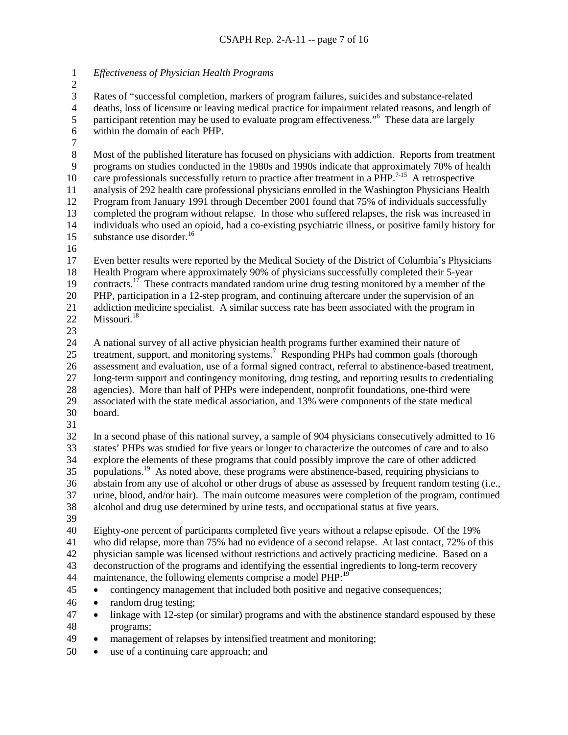*Effectiveness of Physician Health Programs*

Rates of "successful completion, markers of program failures, suicides and substance-related deaths, loss of licensure or leaving medical practice for impairment related reasons, and length of participant retention may be used to evaluate program effectiveness."[6] These data are largely within the domain of each PHP.

Most of the published literature has focused on physicians with addiction. Reports from treatment programs on studies conducted in the 1980s and 1990s indicate that approximately 70% of health care professionals successfully return to practice after treatment in a PHP.[7-15] A retrospective analysis of 292 health care professional physicians enrolled in the Washington Physicians Health Program from January 1991 through December 2001 found that 75% of individuals successfully completed the program without relapse. In those who suffered relapses, the risk was increased in individuals who used an opioid, had a co-existing psychiatric illness, or positive family history for substance use disorder.[16]

Even better results were reported by the Medical Society of the District of Columbia's Physicians Health Program where approximately 90% of physicians successfully completed their 5-year contracts.[17] These contracts mandated random urine drug testing monitored by a member of the PHP, participation in a 12-step program, and continuing aftercare under the supervision of an addiction medicine specialist. A similar success rate has been associated with the program in Missouri.[18]

A national survey of all active physician health programs further examined their nature of treatment, support, and monitoring systems.[7] Responding PHPs had common goals (thorough assessment and evaluation, use of a formal signed contract, referral to abstinence-based treatment, long-term support and contingency monitoring, drug testing, and reporting results to credentialing agencies). More than half of PHPs were independent, nonprofit foundations, one-third were associated with the state medical association, and 13% were components of the state medical board.

In a second phase of this national survey, a sample of 904 physicians consecutively admitted to 16 states' PHPs was studied for five years or longer to characterize the outcomes of care and to also explore the elements of these programs that could possibly improve the care of other addicted populations.[19] As noted above, these programs were abstinence-based, requiring physicians to abstain from any use of alcohol or other drugs of abuse as assessed by frequent random testing (i.e., urine, blood, and/or hair). The main outcome measures were completion of the program, continued alcohol and drug use determined by urine tests, and occupational status at five years.

Eighty-one percent of participants completed five years without a relapse episode. Of the 19% who did relapse, more than 75% had no evidence of a second relapse. At last contact, 72% of this physician sample was licensed without restrictions and actively practicing medicine. Based on a deconstruction of the programs and identifying the essential ingredients to long-term recovery maintenance, the following elements comprise a model PHP:[19]

- contingency management that included both positive and negative consequences;
- random drug testing;
- linkage with 12-step (or similar) programs and with the abstinence standard espoused by these programs;
- management of relapses by intensified treatment and monitoring;
- use of a continuing care approach; and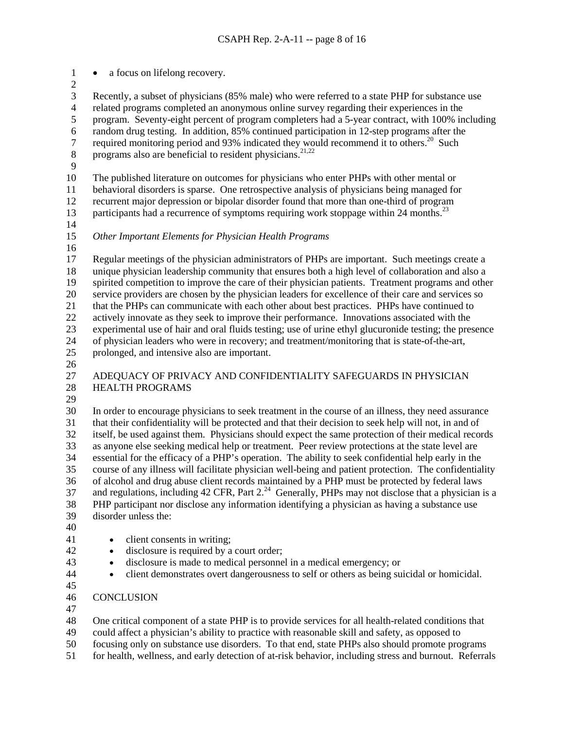- a focus on lifelong recovery.

Recently, a subset of physicians (85% male) who were referred to a state PHP for substance use related programs completed an anonymous online survey regarding their experiences in the program. Seventy-eight percent of program completers had a 5-year contract, with 100% including random drug testing. In addition, 85% continued participation in 12-step programs after the required monitoring period and 93% indicated they would recommend it to others.[20] Such programs also are beneficial to resident physicians.[21,22]

The published literature on outcomes for physicians who enter PHPs with other mental or behavioral disorders is sparse. One retrospective analysis of physicians being managed for recurrent major depression or bipolar disorder found that more than one-third of program participants had a recurrence of symptoms requiring work stoppage within 24 months.[23]

*Other Important Elements for Physician Health Programs*

Regular meetings of the physician administrators of PHPs are important. Such meetings create a unique physician leadership community that ensures both a high level of collaboration and also a spirited competition to improve the care of their physician patients. Treatment programs and other service providers are chosen by the physician leaders for excellence of their care and services so that the PHPs can communicate with each other about best practices. PHPs have continued to actively innovate as they seek to improve their performance. Innovations associated with the experimental use of hair and oral fluids testing; use of urine ethyl glucuronide testing; the presence of physician leaders who were in recovery; and treatment/monitoring that is state-of-the-art, prolonged, and intensive also are important.

## ADEQUACY OF PRIVACY AND CONFIDENTIALITY SAFEGUARDS IN PHYSICIAN HEALTH PROGRAMS

In order to encourage physicians to seek treatment in the course of an illness, they need assurance that their confidentiality will be protected and that their decision to seek help will not, in and of itself, be used against them. Physicians should expect the same protection of their medical records as anyone else seeking medical help or treatment. Peer review protections at the state level are essential for the efficacy of a PHP's operation. The ability to seek confidential help early in the course of any illness will facilitate physician well-being and patient protection. The confidentiality of alcohol and drug abuse client records maintained by a PHP must be protected by federal laws and regulations, including 42 CFR, Part 2.[24] Generally, PHPs may not disclose that a physician is a PHP participant nor disclose any information identifying a physician as having a substance use disorder unless the:

- client consents in writing;
- disclosure is required by a court order;
- disclosure is made to medical personnel in a medical emergency; or
- client demonstrates overt dangerousness to self or others as being suicidal or homicidal.

## CONCLUSION

One critical component of a state PHP is to provide services for all health-related conditions that could affect a physician's ability to practice with reasonable skill and safety, as opposed to focusing only on substance use disorders. To that end, state PHPs also should promote programs for health, wellness, and early detection of at-risk behavior, including stress and burnout. Referrals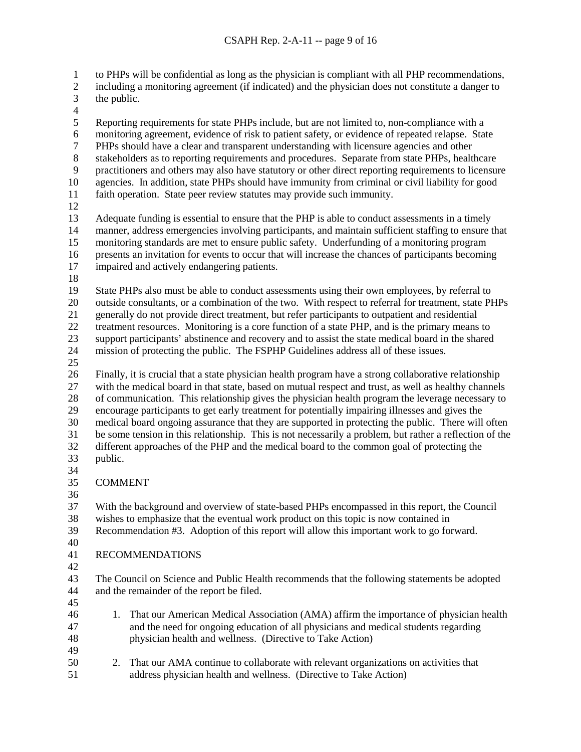to PHPs will be confidential as long as the physician is compliant with all PHP recommendations, including a monitoring agreement (if indicated) and the physician does not constitute a danger to the public.

Reporting requirements for state PHPs include, but are not limited to, non-compliance with a monitoring agreement, evidence of risk to patient safety, or evidence of repeated relapse. State PHPs should have a clear and transparent understanding with licensure agencies and other stakeholders as to reporting requirements and procedures. Separate from state PHPs, healthcare practitioners and others may also have statutory or other direct reporting requirements to licensure agencies. In addition, state PHPs should have immunity from criminal or civil liability for good faith operation. State peer review statutes may provide such immunity.

Adequate funding is essential to ensure that the PHP is able to conduct assessments in a timely manner, address emergencies involving participants, and maintain sufficient staffing to ensure that monitoring standards are met to ensure public safety. Underfunding of a monitoring program presents an invitation for events to occur that will increase the chances of participants becoming impaired and actively endangering patients.

State PHPs also must be able to conduct assessments using their own employees, by referral to outside consultants, or a combination of the two. With respect to referral for treatment, state PHPs generally do not provide direct treatment, but refer participants to outpatient and residential treatment resources. Monitoring is a core function of a state PHP, and is the primary means to support participants' abstinence and recovery and to assist the state medical board in the shared mission of protecting the public. The FSPHP Guidelines address all of these issues.

Finally, it is crucial that a state physician health program have a strong collaborative relationship with the medical board in that state, based on mutual respect and trust, as well as healthy channels of communication. This relationship gives the physician health program the leverage necessary to encourage participants to get early treatment for potentially impairing illnesses and gives the medical board ongoing assurance that they are supported in protecting the public. There will often be some tension in this relationship. This is not necessarily a problem, but rather a reflection of the different approaches of the PHP and the medical board to the common goal of protecting the public.

## COMMENT

With the background and overview of state-based PHPs encompassed in this report, the Council wishes to emphasize that the eventual work product on this topic is now contained in Recommendation #3. Adoption of this report will allow this important work to go forward.

## RECOMMENDATIONS

The Council on Science and Public Health recommends that the following statements be adopted and the remainder of the report be filed.

1. That our American Medical Association (AMA) affirm the importance of physician health and the need for ongoing education of all physicians and medical students regarding physician health and wellness. (Directive to Take Action)

2. That our AMA continue to collaborate with relevant organizations on activities that address physician health and wellness. (Directive to Take Action)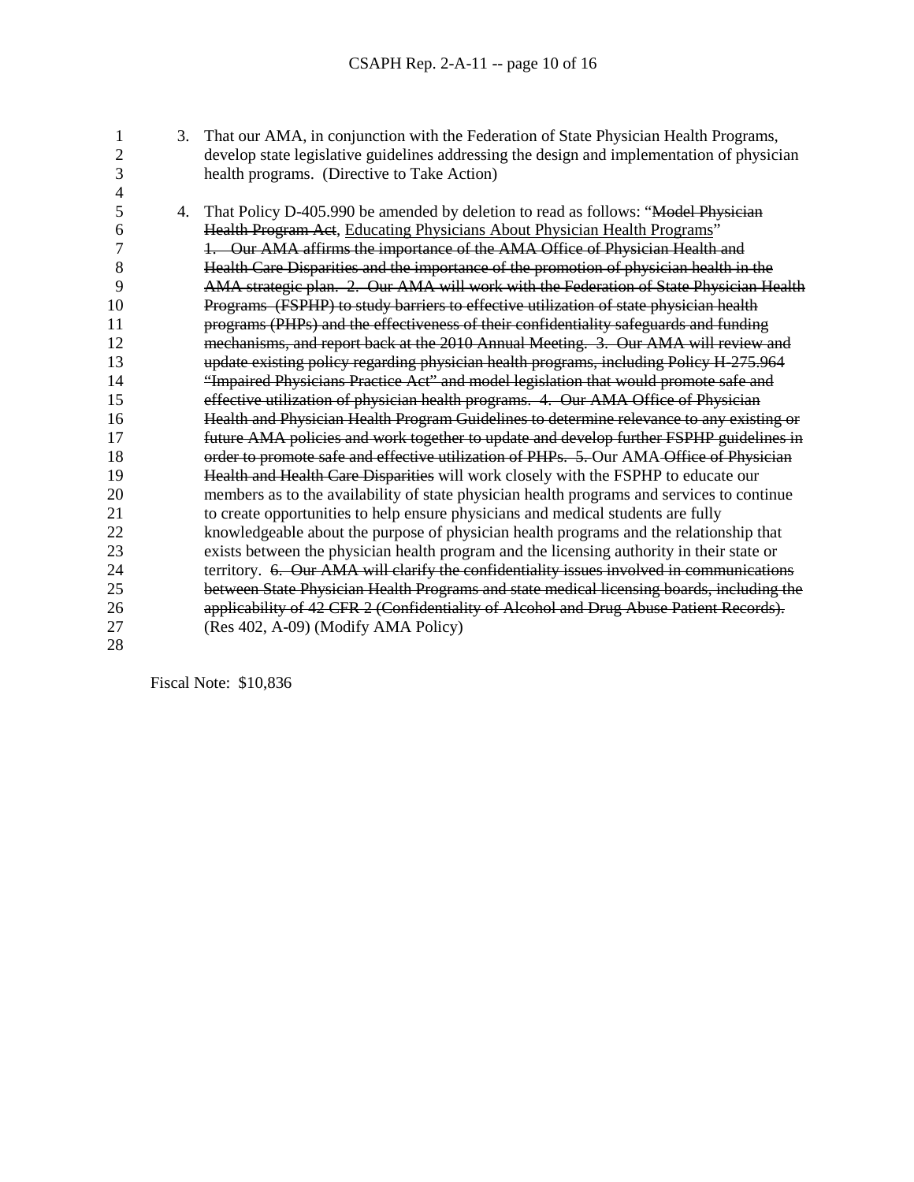3. That our AMA, in conjunction with the Federation of State Physician Health Programs, develop state legislative guidelines addressing the design and implementation of physician health programs. (Directive to Take Action)

4. That Policy D-405.990 be amended by deletion to read as follows: "~~Model Physician Health Program Act~~, <u>Educating Physicians About Physician Health Programs</u>" ~~1. Our AMA affirms the importance of the AMA Office of Physician Health and Health Care Disparities and the importance of the promotion of physician health in the AMA strategic plan. 2. Our AMA will work with the Federation of State Physician Health Programs (FSPHP) to study barriers to effective utilization of state physician health programs (PHPs) and the effectiveness of their confidentiality safeguards and funding mechanisms, and report back at the 2010 Annual Meeting. 3. Our AMA will review and update existing policy regarding physician health programs, including Policy H-275.964 "Impaired Physicians Practice Act" and model legislation that would promote safe and effective utilization of physician health programs. 4. Our AMA Office of Physician Health and Physician Health Program Guidelines to determine relevance to any existing or future AMA policies and work together to update and develop further FSPHP guidelines in order to promote safe and effective utilization of PHPs. 5.~~ Our AMA ~~Office of Physician Health and Health Care Disparities~~ will work closely with the FSPHP to educate our members as to the availability of state physician health programs and services to continue to create opportunities to help ensure physicians and medical students are fully knowledgeable about the purpose of physician health programs and the relationship that exists between the physician health program and the licensing authority in their state or territory. ~~6. Our AMA will clarify the confidentiality issues involved in communications between State Physician Health Programs and state medical licensing boards, including the applicability of 42 CFR 2 (Confidentiality of Alcohol and Drug Abuse Patient Records).~~ (Res 402, A-09) (Modify AMA Policy)

Fiscal Note: $10,836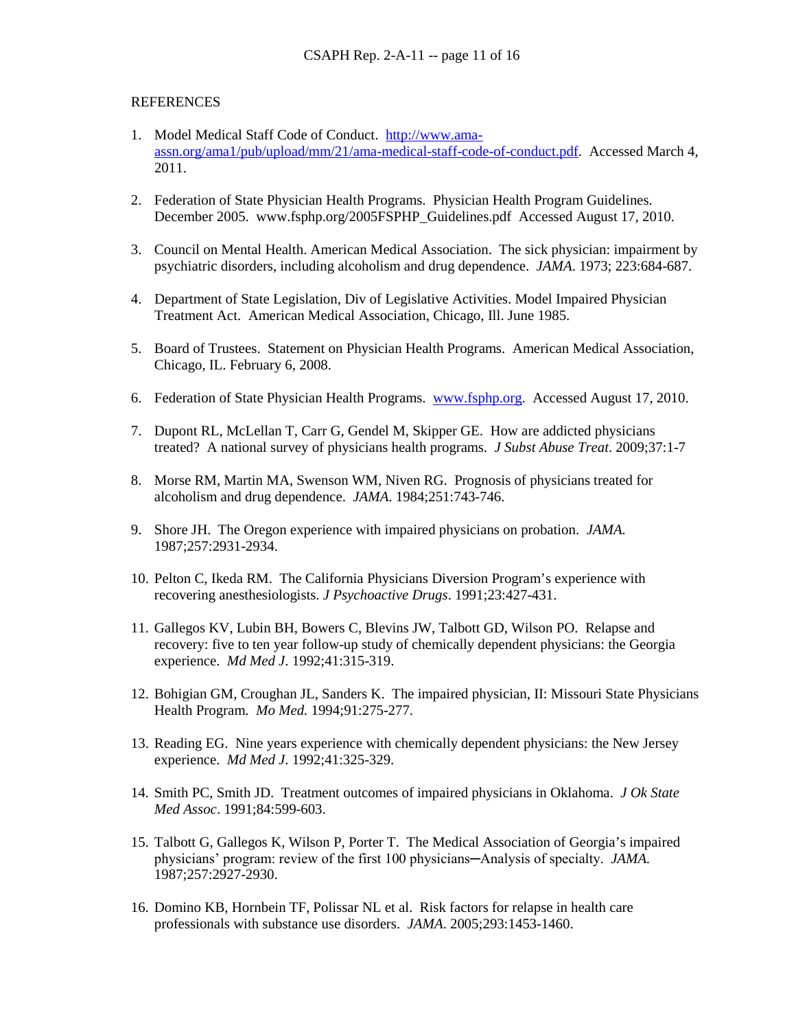REFERENCES

1. Model Medical Staff Code of Conduct. [http://www.ama-assn.org/ama1/pub/upload/mm/21/ama-medical-staff-code-of-conduct.pdf](http://www.ama-assn.org/ama1/pub/upload/mm/21/ama-medical-staff-code-of-conduct.pdf). Accessed March 4, 2011.

2. Federation of State Physician Health Programs. Physician Health Program Guidelines. December 2005. www.fsphp.org/2005FSPHP_Guidelines.pdf Accessed August 17, 2010.

3. Council on Mental Health. American Medical Association. The sick physician: impairment by psychiatric disorders, including alcoholism and drug dependence. *JAMA*. 1973; 223:684-687.

4. Department of State Legislation, Div of Legislative Activities. Model Impaired Physician Treatment Act. American Medical Association, Chicago, Ill. June 1985.

5. Board of Trustees. Statement on Physician Health Programs. American Medical Association, Chicago, IL. February 6, 2008.

6. Federation of State Physician Health Programs. [www.fsphp.org](http://www.fsphp.org). Accessed August 17, 2010.

7. Dupont RL, McLellan T, Carr G, Gendel M, Skipper GE. How are addicted physicians treated? A national survey of physicians health programs. *J Subst Abuse Treat*. 2009;37:1-7

8. Morse RM, Martin MA, Swenson WM, Niven RG. Prognosis of physicians treated for alcoholism and drug dependence. *JAMA*. 1984;251:743-746.

9. Shore JH. The Oregon experience with impaired physicians on probation. *JAMA.* 1987;257:2931-2934.

10. Pelton C, Ikeda RM. The California Physicians Diversion Program's experience with recovering anesthesiologists. *J Psychoactive Drugs*. 1991;23:427-431.

11. Gallegos KV, Lubin BH, Bowers C, Blevins JW, Talbott GD, Wilson PO. Relapse and recovery: five to ten year follow-up study of chemically dependent physicians: the Georgia experience. *Md Med J*. 1992;41:315-319.

12. Bohigian GM, Croughan JL, Sanders K. The impaired physician, II: Missouri State Physicians Health Program. *Mo Med.* 1994;91:275-277.

13. Reading EG. Nine years experience with chemically dependent physicians: the New Jersey experience. *Md Med J*. 1992;41:325-329.

14. Smith PC, Smith JD. Treatment outcomes of impaired physicians in Oklahoma. *J Ok State Med Assoc*. 1991;84:599-603.

15. Talbott G, Gallegos K, Wilson P, Porter T. The Medical Association of Georgia's impaired physicians' program: review of the first 100 physicians─Analysis of specialty. *JAMA.* 1987;257:2927-2930.

16. Domino KB, Hornbein TF, Polissar NL et al. Risk factors for relapse in health care professionals with substance use disorders. *JAMA*. 2005;293:1453-1460.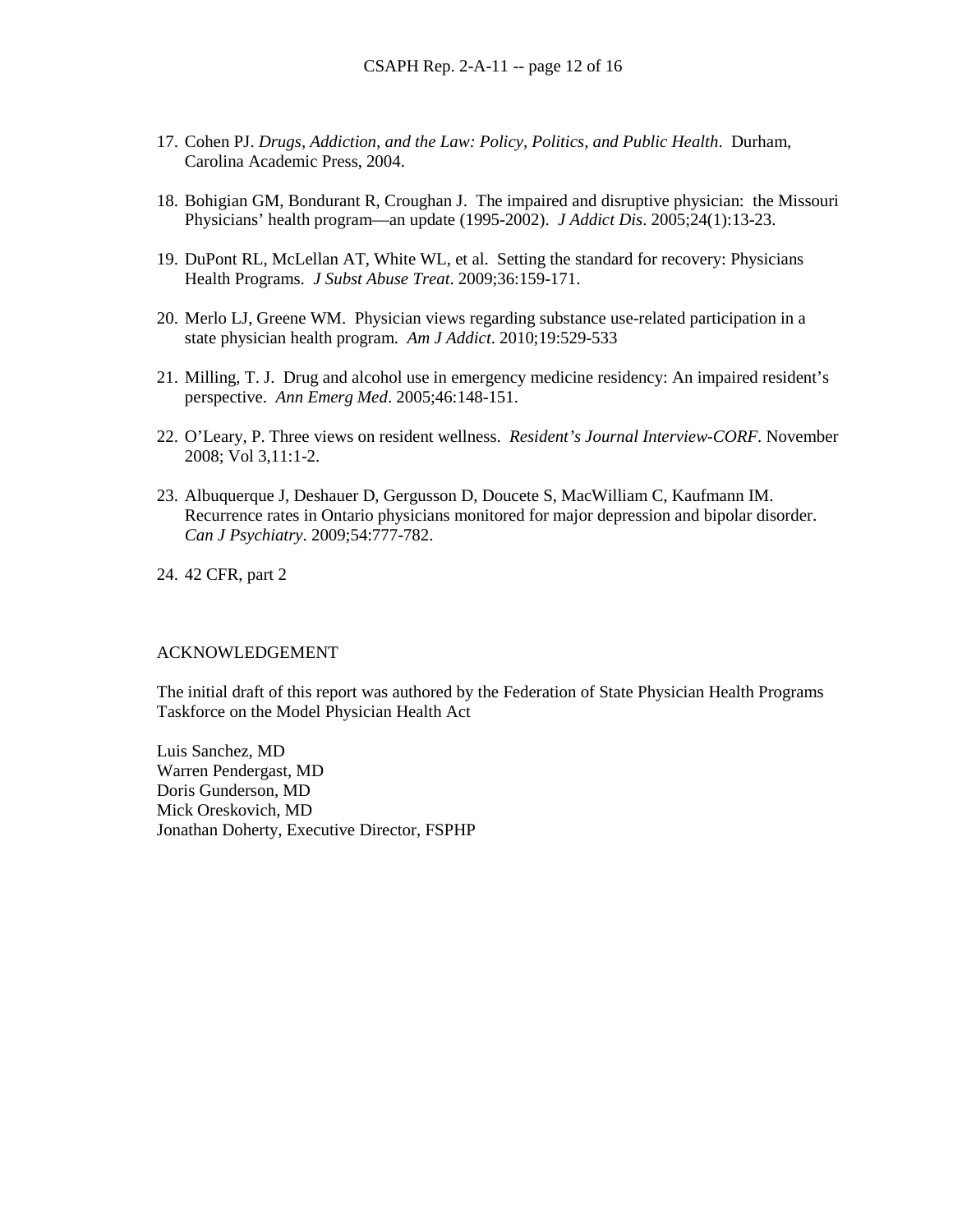17. Cohen PJ. *Drugs, Addiction, and the Law: Policy, Politics, and Public Health*. Durham, Carolina Academic Press, 2004.

18. Bohigian GM, Bondurant R, Croughan J. The impaired and disruptive physician: the Missouri Physicians' health program—an update (1995-2002). *J Addict Dis*. 2005;24(1):13-23.

19. DuPont RL, McLellan AT, White WL, et al. Setting the standard for recovery: Physicians Health Programs. *J Subst Abuse Treat*. 2009;36:159-171.

20. Merlo LJ, Greene WM. Physician views regarding substance use-related participation in a state physician health program. *Am J Addict*. 2010;19:529-533

21. Milling, T. J. Drug and alcohol use in emergency medicine residency: An impaired resident's perspective. *Ann Emerg Med*. 2005;46:148-151.

22. O'Leary, P. Three views on resident wellness. *Resident's Journal Interview-CORF*. November 2008; Vol 3,11:1-2.

23. Albuquerque J, Deshauer D, Gergusson D, Doucete S, MacWilliam C, Kaufmann IM. Recurrence rates in Ontario physicians monitored for major depression and bipolar disorder. *Can J Psychiatry*. 2009;54:777-782.

24. 42 CFR, part 2

ACKNOWLEDGEMENT

The initial draft of this report was authored by the Federation of State Physician Health Programs Taskforce on the Model Physician Health Act

Luis Sanchez, MD
Warren Pendergast, MD
Doris Gunderson, MD
Mick Oreskovich, MD
Jonathan Doherty, Executive Director, FSPHP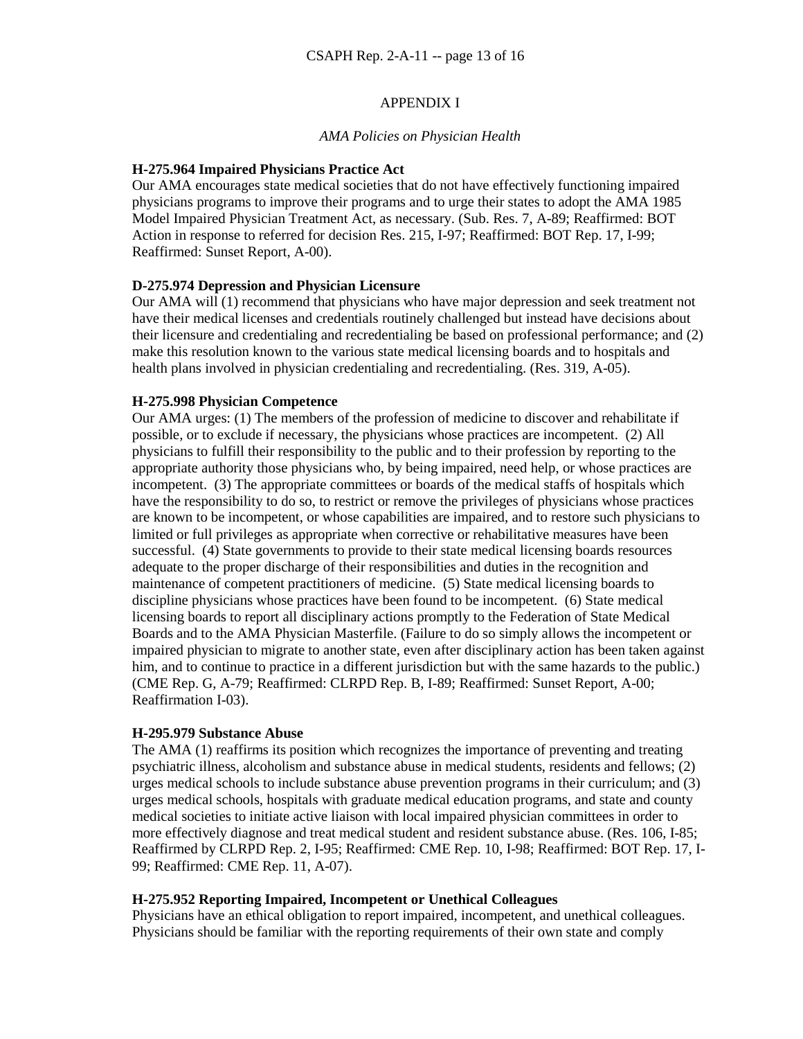# APPENDIX I

*AMA Policies on Physician Health*

**H-275.964 Impaired Physicians Practice Act**

Our AMA encourages state medical societies that do not have effectively functioning impaired physicians programs to improve their programs and to urge their states to adopt the AMA 1985 Model Impaired Physician Treatment Act, as necessary. (Sub. Res. 7, A-89; Reaffirmed: BOT Action in response to referred for decision Res. 215, I-97; Reaffirmed: BOT Rep. 17, I-99; Reaffirmed: Sunset Report, A-00).

**D-275.974 Depression and Physician Licensure**

Our AMA will (1) recommend that physicians who have major depression and seek treatment not have their medical licenses and credentials routinely challenged but instead have decisions about their licensure and credentialing and recredentialing be based on professional performance; and (2) make this resolution known to the various state medical licensing boards and to hospitals and health plans involved in physician credentialing and recredentialing. (Res. 319, A-05).

**H-275.998 Physician Competence**

Our AMA urges: (1) The members of the profession of medicine to discover and rehabilitate if possible, or to exclude if necessary, the physicians whose practices are incompetent. (2) All physicians to fulfill their responsibility to the public and to their profession by reporting to the appropriate authority those physicians who, by being impaired, need help, or whose practices are incompetent. (3) The appropriate committees or boards of the medical staffs of hospitals which have the responsibility to do so, to restrict or remove the privileges of physicians whose practices are known to be incompetent, or whose capabilities are impaired, and to restore such physicians to limited or full privileges as appropriate when corrective or rehabilitative measures have been successful. (4) State governments to provide to their state medical licensing boards resources adequate to the proper discharge of their responsibilities and duties in the recognition and maintenance of competent practitioners of medicine. (5) State medical licensing boards to discipline physicians whose practices have been found to be incompetent. (6) State medical licensing boards to report all disciplinary actions promptly to the Federation of State Medical Boards and to the AMA Physician Masterfile. (Failure to do so simply allows the incompetent or impaired physician to migrate to another state, even after disciplinary action has been taken against him, and to continue to practice in a different jurisdiction but with the same hazards to the public.) (CME Rep. G, A-79; Reaffirmed: CLRPD Rep. B, I-89; Reaffirmed: Sunset Report, A-00; Reaffirmation I-03).

**H-295.979 Substance Abuse**

The AMA (1) reaffirms its position which recognizes the importance of preventing and treating psychiatric illness, alcoholism and substance abuse in medical students, residents and fellows; (2) urges medical schools to include substance abuse prevention programs in their curriculum; and (3) urges medical schools, hospitals with graduate medical education programs, and state and county medical societies to initiate active liaison with local impaired physician committees in order to more effectively diagnose and treat medical student and resident substance abuse. (Res. 106, I-85; Reaffirmed by CLRPD Rep. 2, I-95; Reaffirmed: CME Rep. 10, I-98; Reaffirmed: BOT Rep. 17, I-99; Reaffirmed: CME Rep. 11, A-07).

**H-275.952 Reporting Impaired, Incompetent or Unethical Colleagues**

Physicians have an ethical obligation to report impaired, incompetent, and unethical colleagues. Physicians should be familiar with the reporting requirements of their own state and comply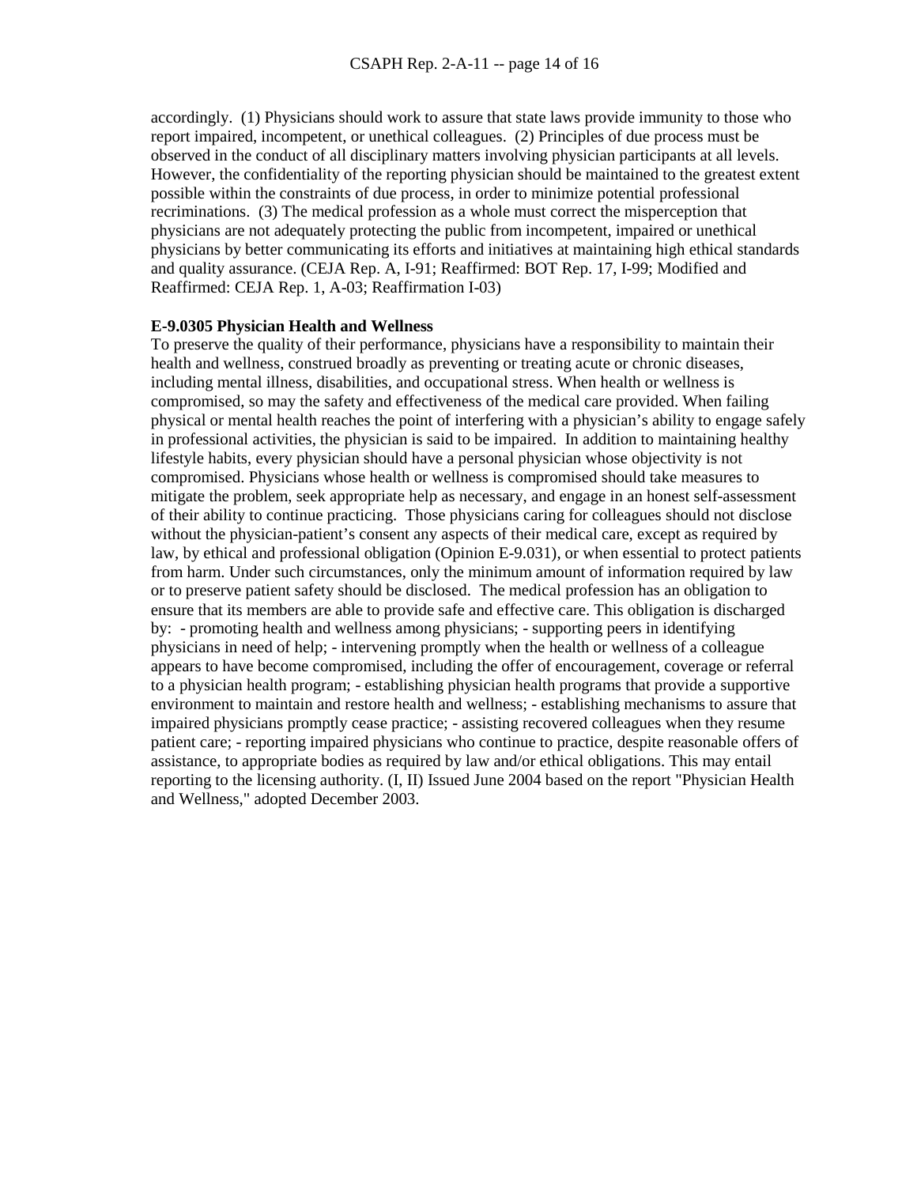accordingly. (1) Physicians should work to assure that state laws provide immunity to those who report impaired, incompetent, or unethical colleagues. (2) Principles of due process must be observed in the conduct of all disciplinary matters involving physician participants at all levels. However, the confidentiality of the reporting physician should be maintained to the greatest extent possible within the constraints of due process, in order to minimize potential professional recriminations. (3) The medical profession as a whole must correct the misperception that physicians are not adequately protecting the public from incompetent, impaired or unethical physicians by better communicating its efforts and initiatives at maintaining high ethical standards and quality assurance. (CEJA Rep. A, I-91; Reaffirmed: BOT Rep. 17, I-99; Modified and Reaffirmed: CEJA Rep. 1, A-03; Reaffirmation I-03)

**E-9.0305 Physician Health and Wellness**

To preserve the quality of their performance, physicians have a responsibility to maintain their health and wellness, construed broadly as preventing or treating acute or chronic diseases, including mental illness, disabilities, and occupational stress. When health or wellness is compromised, so may the safety and effectiveness of the medical care provided. When failing physical or mental health reaches the point of interfering with a physician's ability to engage safely in professional activities, the physician is said to be impaired. In addition to maintaining healthy lifestyle habits, every physician should have a personal physician whose objectivity is not compromised. Physicians whose health or wellness is compromised should take measures to mitigate the problem, seek appropriate help as necessary, and engage in an honest self-assessment of their ability to continue practicing. Those physicians caring for colleagues should not disclose without the physician-patient's consent any aspects of their medical care, except as required by law, by ethical and professional obligation (Opinion E-9.031), or when essential to protect patients from harm. Under such circumstances, only the minimum amount of information required by law or to preserve patient safety should be disclosed. The medical profession has an obligation to ensure that its members are able to provide safe and effective care. This obligation is discharged by: - promoting health and wellness among physicians; - supporting peers in identifying physicians in need of help; - intervening promptly when the health or wellness of a colleague appears to have become compromised, including the offer of encouragement, coverage or referral to a physician health program; - establishing physician health programs that provide a supportive environment to maintain and restore health and wellness; - establishing mechanisms to assure that impaired physicians promptly cease practice; - assisting recovered colleagues when they resume patient care; - reporting impaired physicians who continue to practice, despite reasonable offers of assistance, to appropriate bodies as required by law and/or ethical obligations. This may entail reporting to the licensing authority. (I, II) Issued June 2004 based on the report "Physician Health and Wellness," adopted December 2003.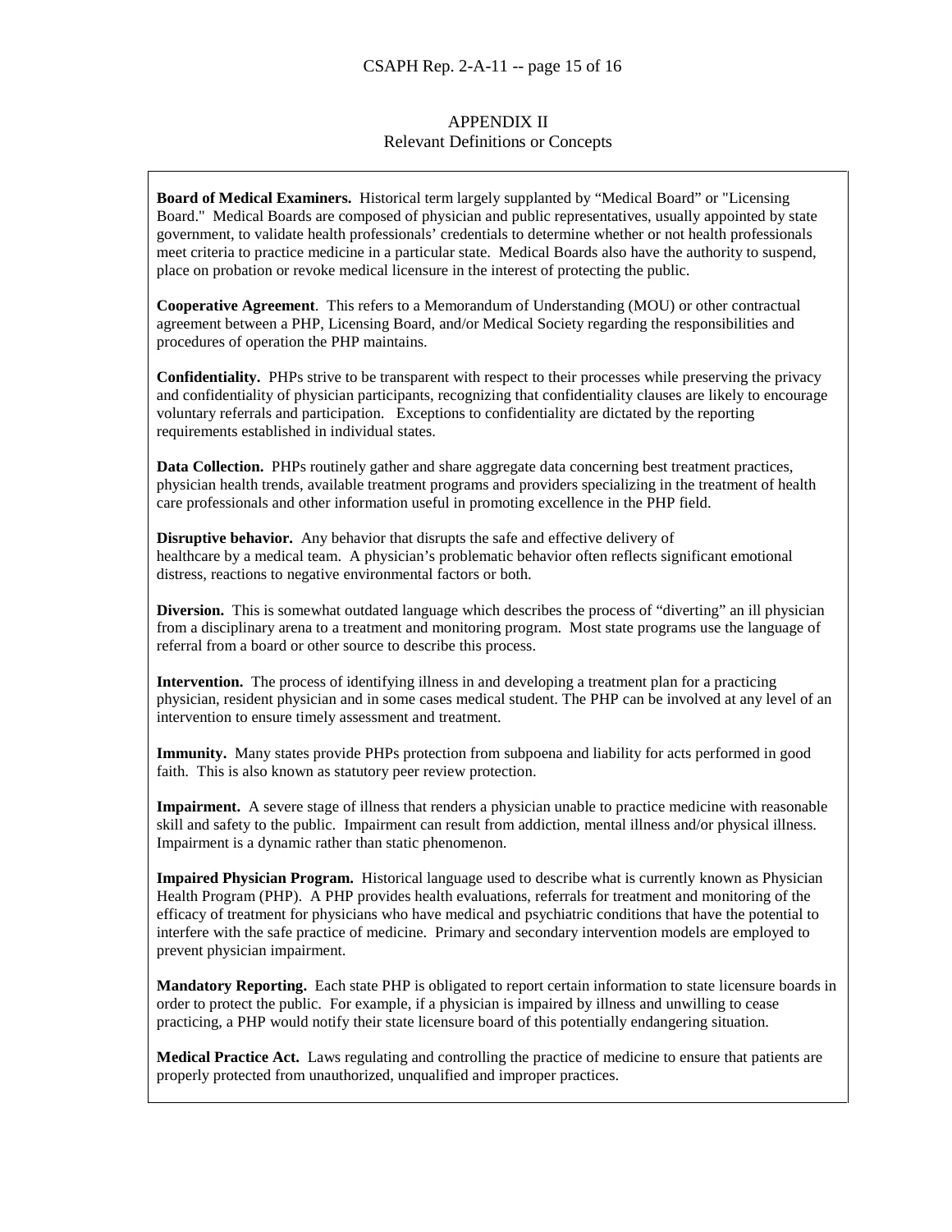## APPENDIX II
### Relevant Definitions or Concepts

**Board of Medical Examiners.** Historical term largely supplanted by "Medical Board" or "Licensing Board." Medical Boards are composed of physician and public representatives, usually appointed by state government, to validate health professionals' credentials to determine whether or not health professionals meet criteria to practice medicine in a particular state. Medical Boards also have the authority to suspend, place on probation or revoke medical licensure in the interest of protecting the public.

**Cooperative Agreement**. This refers to a Memorandum of Understanding (MOU) or other contractual agreement between a PHP, Licensing Board, and/or Medical Society regarding the responsibilities and procedures of operation the PHP maintains.

**Confidentiality.** PHPs strive to be transparent with respect to their processes while preserving the privacy and confidentiality of physician participants, recognizing that confidentiality clauses are likely to encourage voluntary referrals and participation. Exceptions to confidentiality are dictated by the reporting requirements established in individual states.

**Data Collection.** PHPs routinely gather and share aggregate data concerning best treatment practices, physician health trends, available treatment programs and providers specializing in the treatment of health care professionals and other information useful in promoting excellence in the PHP field.

**Disruptive behavior.** Any behavior that disrupts the safe and effective delivery of healthcare by a medical team. A physician's problematic behavior often reflects significant emotional distress, reactions to negative environmental factors or both.

**Diversion.** This is somewhat outdated language which describes the process of "diverting" an ill physician from a disciplinary arena to a treatment and monitoring program. Most state programs use the language of referral from a board or other source to describe this process.

**Intervention.** The process of identifying illness in and developing a treatment plan for a practicing physician, resident physician and in some cases medical student. The PHP can be involved at any level of an intervention to ensure timely assessment and treatment.

**Immunity.** Many states provide PHPs protection from subpoena and liability for acts performed in good faith. This is also known as statutory peer review protection.

**Impairment.** A severe stage of illness that renders a physician unable to practice medicine with reasonable skill and safety to the public. Impairment can result from addiction, mental illness and/or physical illness. Impairment is a dynamic rather than static phenomenon.

**Impaired Physician Program.** Historical language used to describe what is currently known as Physician Health Program (PHP). A PHP provides health evaluations, referrals for treatment and monitoring of the efficacy of treatment for physicians who have medical and psychiatric conditions that have the potential to interfere with the safe practice of medicine. Primary and secondary intervention models are employed to prevent physician impairment.

**Mandatory Reporting.** Each state PHP is obligated to report certain information to state licensure boards in order to protect the public. For example, if a physician is impaired by illness and unwilling to cease practicing, a PHP would notify their state licensure board of this potentially endangering situation.

**Medical Practice Act.** Laws regulating and controlling the practice of medicine to ensure that patients are properly protected from unauthorized, unqualified and improper practices.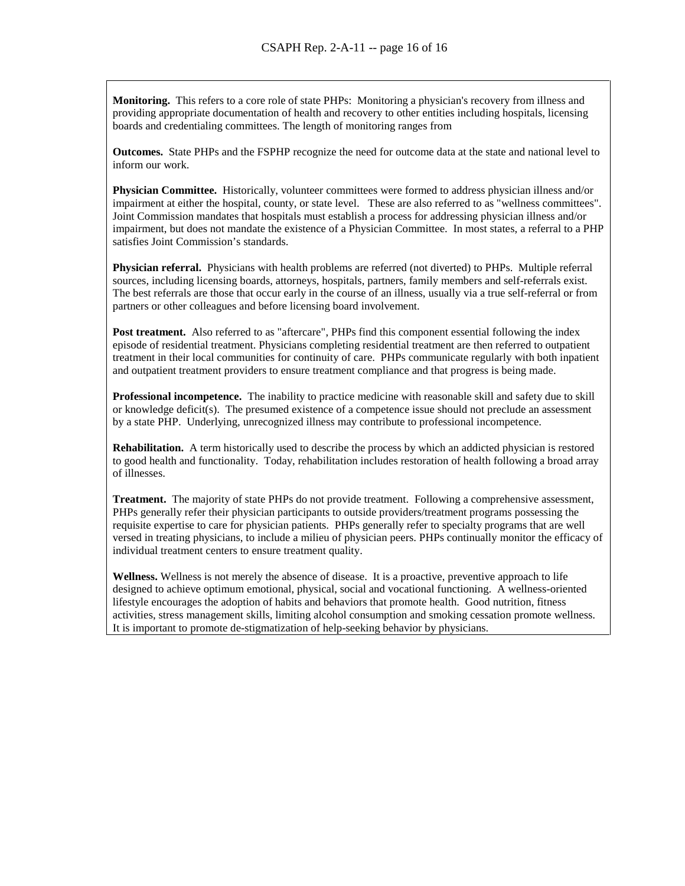**Monitoring.** This refers to a core role of state PHPs: Monitoring a physician's recovery from illness and providing appropriate documentation of health and recovery to other entities including hospitals, licensing boards and credentialing committees. The length of monitoring ranges from

**Outcomes.** State PHPs and the FSPHP recognize the need for outcome data at the state and national level to inform our work.

**Physician Committee.** Historically, volunteer committees were formed to address physician illness and/or impairment at either the hospital, county, or state level. These are also referred to as "wellness committees". Joint Commission mandates that hospitals must establish a process for addressing physician illness and/or impairment, but does not mandate the existence of a Physician Committee. In most states, a referral to a PHP satisfies Joint Commission's standards.

**Physician referral.** Physicians with health problems are referred (not diverted) to PHPs. Multiple referral sources, including licensing boards, attorneys, hospitals, partners, family members and self-referrals exist. The best referrals are those that occur early in the course of an illness, usually via a true self-referral or from partners or other colleagues and before licensing board involvement.

**Post treatment.** Also referred to as "aftercare", PHPs find this component essential following the index episode of residential treatment. Physicians completing residential treatment are then referred to outpatient treatment in their local communities for continuity of care. PHPs communicate regularly with both inpatient and outpatient treatment providers to ensure treatment compliance and that progress is being made.

**Professional incompetence.** The inability to practice medicine with reasonable skill and safety due to skill or knowledge deficit(s). The presumed existence of a competence issue should not preclude an assessment by a state PHP. Underlying, unrecognized illness may contribute to professional incompetence.

**Rehabilitation.** A term historically used to describe the process by which an addicted physician is restored to good health and functionality. Today, rehabilitation includes restoration of health following a broad array of illnesses.

**Treatment.** The majority of state PHPs do not provide treatment. Following a comprehensive assessment, PHPs generally refer their physician participants to outside providers/treatment programs possessing the requisite expertise to care for physician patients. PHPs generally refer to specialty programs that are well versed in treating physicians, to include a milieu of physician peers. PHPs continually monitor the efficacy of individual treatment centers to ensure treatment quality.

**Wellness.** Wellness is not merely the absence of disease. It is a proactive, preventive approach to life designed to achieve optimum emotional, physical, social and vocational functioning. A wellness-oriented lifestyle encourages the adoption of habits and behaviors that promote health. Good nutrition, fitness activities, stress management skills, limiting alcohol consumption and smoking cessation promote wellness. It is important to promote de-stigmatization of help-seeking behavior by physicians.